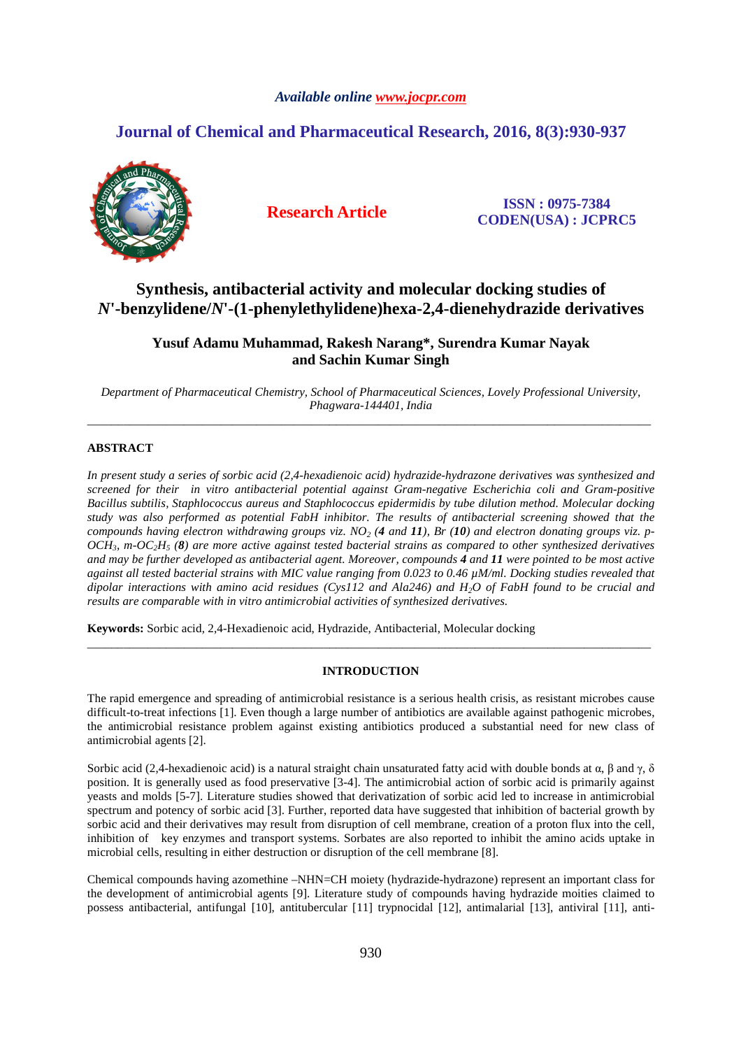*Available online www.jocpr.com*

## Journal of Chemical and Pharmaceutical Research, 2016, 8(3):930-937

**Research Article**

**ISSN : 0975-7384**
**CODEN(USA) : JCPRC5**

# Synthesis, antibacterial activity and molecular docking studies of *N*'-benzylidene/*N*'-(1-phenylethylidene)hexa-2,4-dienehydrazide derivatives

**Yusuf Adamu Muhammad, Rakesh Narang*, Surendra Kumar Nayak and Sachin Kumar Singh**

*Department of Pharmaceutical Chemistry, School of Pharmaceutical Sciences, Lovely Professional University, Phagwara-144401, India*

---

## ABSTRACT

*In present study a series of sorbic acid (2,4-hexadienoic acid) hydrazide-hydrazone derivatives was synthesized and screened for their in vitro antibacterial potential against Gram-negative Escherichia coli and Gram-positive Bacillus subtilis, Staphlococcus aureus and Staphlococcus epidermidis by tube dilution method. Molecular docking study was also performed as potential FabH inhibitor. The results of antibacterial screening showed that the compounds having electron withdrawing groups viz. $NO_2$ (**4** and **11**), Br (**10**) and electron donating groups viz. p-$OCH_3$, m-$OC_2H_5$ (**8**) are more active against tested bacterial strains as compared to other synthesized derivatives and may be further developed as antibacterial agent. Moreover, compounds **4** and **11** were pointed to be most active against all tested bacterial strains with MIC value ranging from 0.023 to 0.46 µM/ml. Docking studies revealed that dipolar interactions with amino acid residues (Cys112 and Ala246) and $H_2O$ of FabH found to be crucial and results are comparable with in vitro antimicrobial activities of synthesized derivatives.*

**Keywords:** Sorbic acid, 2,4-Hexadienoic acid, Hydrazide, Antibacterial, Molecular docking

---

## INTRODUCTION

The rapid emergence and spreading of antimicrobial resistance is a serious health crisis, as resistant microbes cause difficult-to-treat infections [1]. Even though a large number of antibiotics are available against pathogenic microbes, the antimicrobial resistance problem against existing antibiotics produced a substantial need for new class of antimicrobial agents [2].

Sorbic acid (2,4-hexadienoic acid) is a natural straight chain unsaturated fatty acid with double bonds at α, β and γ, δ position. It is generally used as food preservative [3-4]. The antimicrobial action of sorbic acid is primarily against yeasts and molds [5-7]. Literature studies showed that derivatization of sorbic acid led to increase in antimicrobial spectrum and potency of sorbic acid [3]. Further, reported data have suggested that inhibition of bacterial growth by sorbic acid and their derivatives may result from disruption of cell membrane, creation of a proton flux into the cell, inhibition of key enzymes and transport systems. Sorbates are also reported to inhibit the amino acids uptake in microbial cells, resulting in either destruction or disruption of the cell membrane [8].

Chemical compounds having azomethine –NHN=CH moiety (hydrazide-hydrazone) represent an important class for the development of antimicrobial agents [9]. Literature study of compounds having hydrazide moities claimed to possess antibacterial, antifungal [10], antitubercular [11] trypnocidal [12], antimalarial [13], antiviral [11], anti-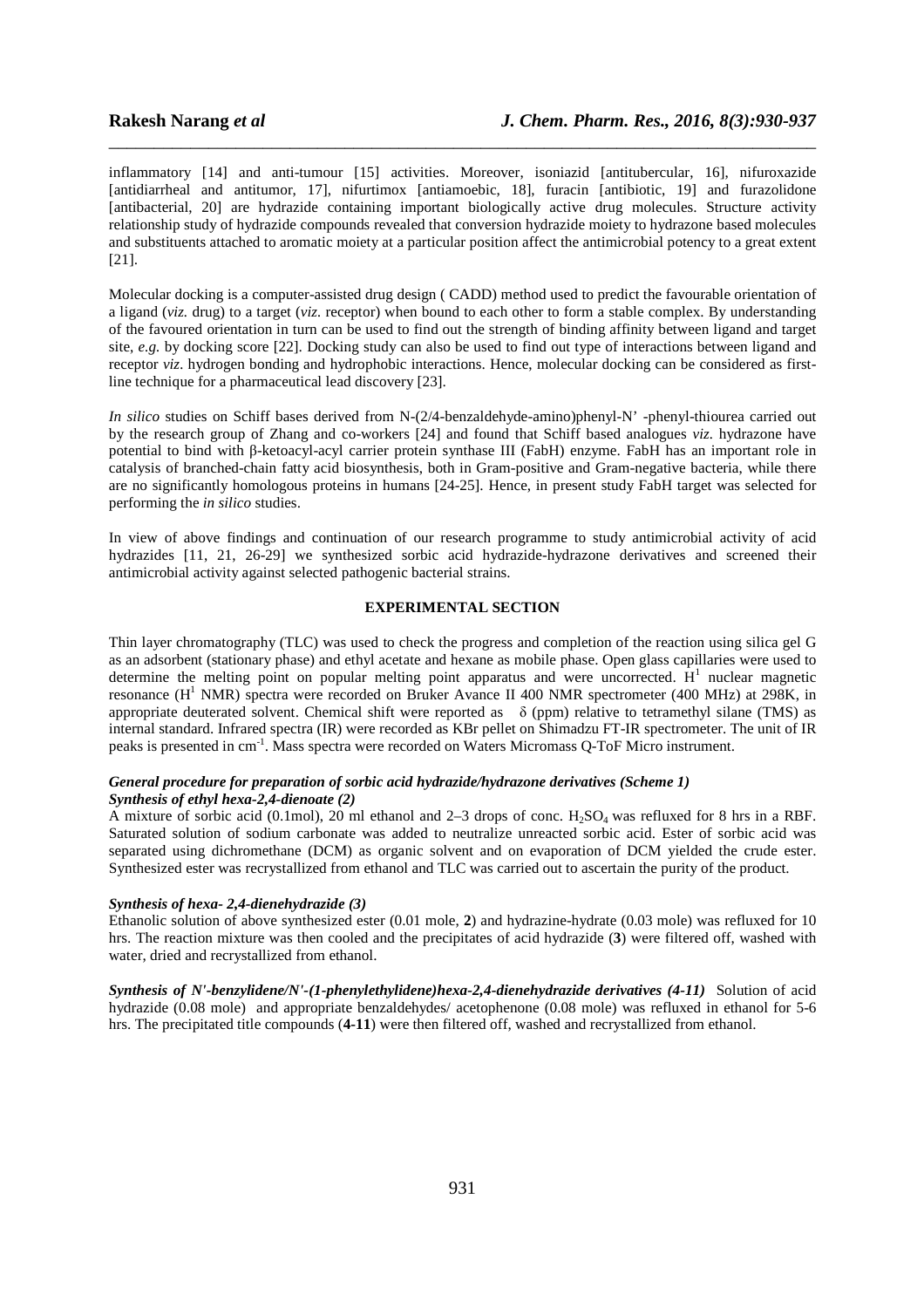inflammatory [14] and anti-tumour [15] activities. Moreover, isoniazid [antitubercular, 16], nifuroxazide [antidiarrheal and antitumor, 17], nifurtimox [antiamoebic, 18], furacin [antibiotic, 19] and furazolidone [antibacterial, 20] are hydrazide containing important biologically active drug molecules. Structure activity relationship study of hydrazide compounds revealed that conversion hydrazide moiety to hydrazone based molecules and substituents attached to aromatic moiety at a particular position affect the antimicrobial potency to a great extent [21].

Molecular docking is a computer-assisted drug design ( CADD) method used to predict the favourable orientation of a ligand (*viz.* drug) to a target (*viz.* receptor) when bound to each other to form a stable complex. By understanding of the favoured orientation in turn can be used to find out the strength of binding affinity between ligand and target site, *e.g.* by docking score [22]. Docking study can also be used to find out type of interactions between ligand and receptor *viz*. hydrogen bonding and hydrophobic interactions. Hence, molecular docking can be considered as first-line technique for a pharmaceutical lead discovery [23].

*In silico* studies on Schiff bases derived from N-(2/4-benzaldehyde-amino)phenyl-N' -phenyl-thiourea carried out by the research group of Zhang and co-workers [24] and found that Schiff based analogues *viz.* hydrazone have potential to bind with β-ketoacyl-acyl carrier protein synthase III (FabH) enzyme. FabH has an important role in catalysis of branched-chain fatty acid biosynthesis, both in Gram-positive and Gram-negative bacteria, while there are no significantly homologous proteins in humans [24-25]. Hence, in present study FabH target was selected for performing the *in silico* studies.

In view of above findings and continuation of our research programme to study antimicrobial activity of acid hydrazides [11, 21, 26-29] we synthesized sorbic acid hydrazide-hydrazone derivatives and screened their antimicrobial activity against selected pathogenic bacterial strains.

## EXPERIMENTAL SECTION

Thin layer chromatography (TLC) was used to check the progress and completion of the reaction using silica gel G as an adsorbent (stationary phase) and ethyl acetate and hexane as mobile phase. Open glass capillaries were used to determine the melting point on popular melting point apparatus and were uncorrected. $H^1$ nuclear magnetic resonance ($H^1$ NMR) spectra were recorded on Bruker Avance II 400 NMR spectrometer (400 MHz) at 298K, in appropriate deuterated solvent. Chemical shift were reported as δ (ppm) relative to tetramethyl silane (TMS) as internal standard. Infrared spectra (IR) were recorded as KBr pellet on Shimadzu FT-IR spectrometer. The unit of IR peaks is presented in $cm^{-1}$. Mass spectra were recorded on Waters Micromass Q-ToF Micro instrument.

### *General procedure for preparation of sorbic acid hydrazide/hydrazone derivatives (Scheme 1)*

#### *Synthesis of ethyl hexa-2,4-dienoate (2)*

A mixture of sorbic acid (0.1mol), 20 ml ethanol and 2–3 drops of conc. $H_2SO_4$ was refluxed for 8 hrs in a RBF. Saturated solution of sodium carbonate was added to neutralize unreacted sorbic acid. Ester of sorbic acid was separated using dichromethane (DCM) as organic solvent and on evaporation of DCM yielded the crude ester. Synthesized ester was recrystallized from ethanol and TLC was carried out to ascertain the purity of the product.

#### *Synthesis of hexa- 2,4-dienehydrazide (3)*

Ethanolic solution of above synthesized ester (0.01 mole, **2**) and hydrazine-hydrate (0.03 mole) was refluxed for 10 hrs. The reaction mixture was then cooled and the precipitates of acid hydrazide (**3**) were filtered off, washed with water, dried and recrystallized from ethanol.

***Synthesis of N'-benzylidene/N'-(1-phenylethylidene)hexa-2,4-dienehydrazide derivatives (4-11)*** Solution of acid hydrazide (0.08 mole) and appropriate benzaldehydes/ acetophenone (0.08 mole) was refluxed in ethanol for 5-6 hrs. The precipitated title compounds (**4-11**) were then filtered off, washed and recrystallized from ethanol.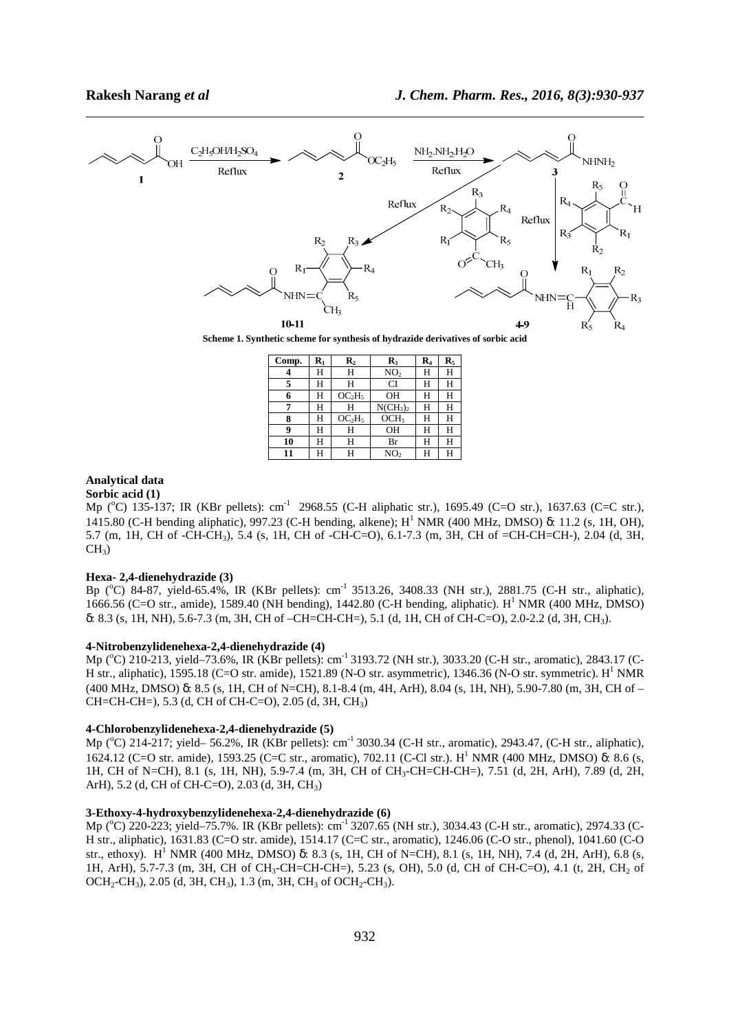**Scheme 1. Synthetic scheme for synthesis of hydrazide derivatives of sorbic acid**

| Comp. | $R_1$ | $R_2$ | $R_3$ | $R_4$ | $R_5$ |
|---|---|---|---|---|---|
| 4 | H | H | $NO_2$ | H | H |
| 5 | H | H | Cl | H | H |
| 6 | H | $OC_2H_5$ | OH | H | H |
| 7 | H | H | $N(CH_3)_2$ | H | H |
| 8 | H | $OC_2H_5$ | $OCH_3$ | H | H |
| 9 | H | H | OH | H | H |
| 10 | H | H | Br | H | H |
| 11 | H | H | $NO_2$ | H | H |

## Analytical data

### Sorbic acid (1)

Mp (°C) 135-137; IR (KBr pellets): $cm^{-1}$ 2968.55 (C-H aliphatic str.), 1695.49 (C=O str.), 1637.63 (C=C str.), 1415.80 (C-H bending aliphatic), 997.23 (C-H bending, alkene); $H^1$ NMR (400 MHz, DMSO) δ: 11.2 (s, 1H, OH), 5.7 (m, 1H, CH of -CH-$CH_3$), 5.4 (s, 1H, CH of -CH-C=O), 6.1-7.3 (m, 3H, CH of =CH-CH=CH-), 2.04 (d, 3H, $CH_3$)

### Hexa- 2,4-dienehydrazide (3)

Bp (°C) 84-87, yield-65.4%, IR (KBr pellets): $cm^{-1}$ 3513.26, 3408.33 (NH str.), 2881.75 (C-H str., aliphatic), 1666.56 (C=O str., amide), 1589.40 (NH bending), 1442.80 (C-H bending, aliphatic). $H^1$ NMR (400 MHz, DMSO) δ: 8.3 (s, 1H, NH), 5.6-7.3 (m, 3H, CH of –CH=CH-CH=), 5.1 (d, 1H, CH of CH-C=O), 2.0-2.2 (d, 3H, $CH_3$).

### 4-Nitrobenzylidenehexa-2,4-dienehydrazide (4)

Mp (°C) 210-213, yield–73.6%, IR (KBr pellets): $cm^{-1}$ 3193.72 (NH str.), 3033.20 (C-H str., aromatic), 2843.17 (C-H str., aliphatic), 1595.18 (C=O str. amide), 1521.89 (N-O str. asymmetric), 1346.36 (N-O str. symmetric). $H^1$ NMR (400 MHz, DMSO) δ: 8.5 (s, 1H, CH of N=CH), 8.1-8.4 (m, 4H, ArH), 8.04 (s, 1H, NH), 5.90-7.80 (m, 3H, CH of –CH=CH-CH=), 5.3 (d, CH of CH-C=O), 2.05 (d, 3H, $CH_3$)

### 4-Chlorobenzylidenehexa-2,4-dienehydrazide (5)

Mp (°C) 214-217; yield– 56.2%, IR (KBr pellets): $cm^{-1}$ 3030.34 (C-H str., aromatic), 2943.47, (C-H str., aliphatic), 1624.12 (C=O str. amide), 1593.25 (C=C str., aromatic), 702.11 (C-Cl str.). $H^1$ NMR (400 MHz, DMSO) δ: 8.6 (s, 1H, CH of N=CH), 8.1 (s, 1H, NH), 5.9-7.4 (m, 3H, CH of $CH_3$-CH=CH-CH=), 7.51 (d, 2H, ArH), 7.89 (d, 2H, ArH), 5.2 (d, CH of CH-C=O), 2.03 (d, 3H, $CH_3$)

### 3-Ethoxy-4-hydroxybenzylidenehexa-2,4-dienehydrazide (6)

Mp (°C) 220-223; yield–75.7%. IR (KBr pellets): $cm^{-1}$ 3207.65 (NH str.), 3034.43 (C-H str., aromatic), 2974.33 (C-H str., aliphatic), 1631.83 (C=O str. amide), 1514.17 (C=C str., aromatic), 1246.06 (C-O str., phenol), 1041.60 (C-O str., ethoxy). $H^1$ NMR (400 MHz, DMSO) δ: 8.3 (s, 1H, CH of N=CH), 8.1 (s, 1H, NH), 7.4 (d, 2H, ArH), 6.8 (s, 1H, ArH), 5.7-7.3 (m, 3H, CH of $CH_3$-CH=CH-CH=), 5.23 (s, OH), 5.0 (d, CH of CH-C=O), 4.1 (t, 2H, $CH_2$ of $OCH_2$-$CH_3$), 2.05 (d, 3H, $CH_3$), 1.3 (m, 3H, $CH_3$ of $OCH_2$-$CH_3$).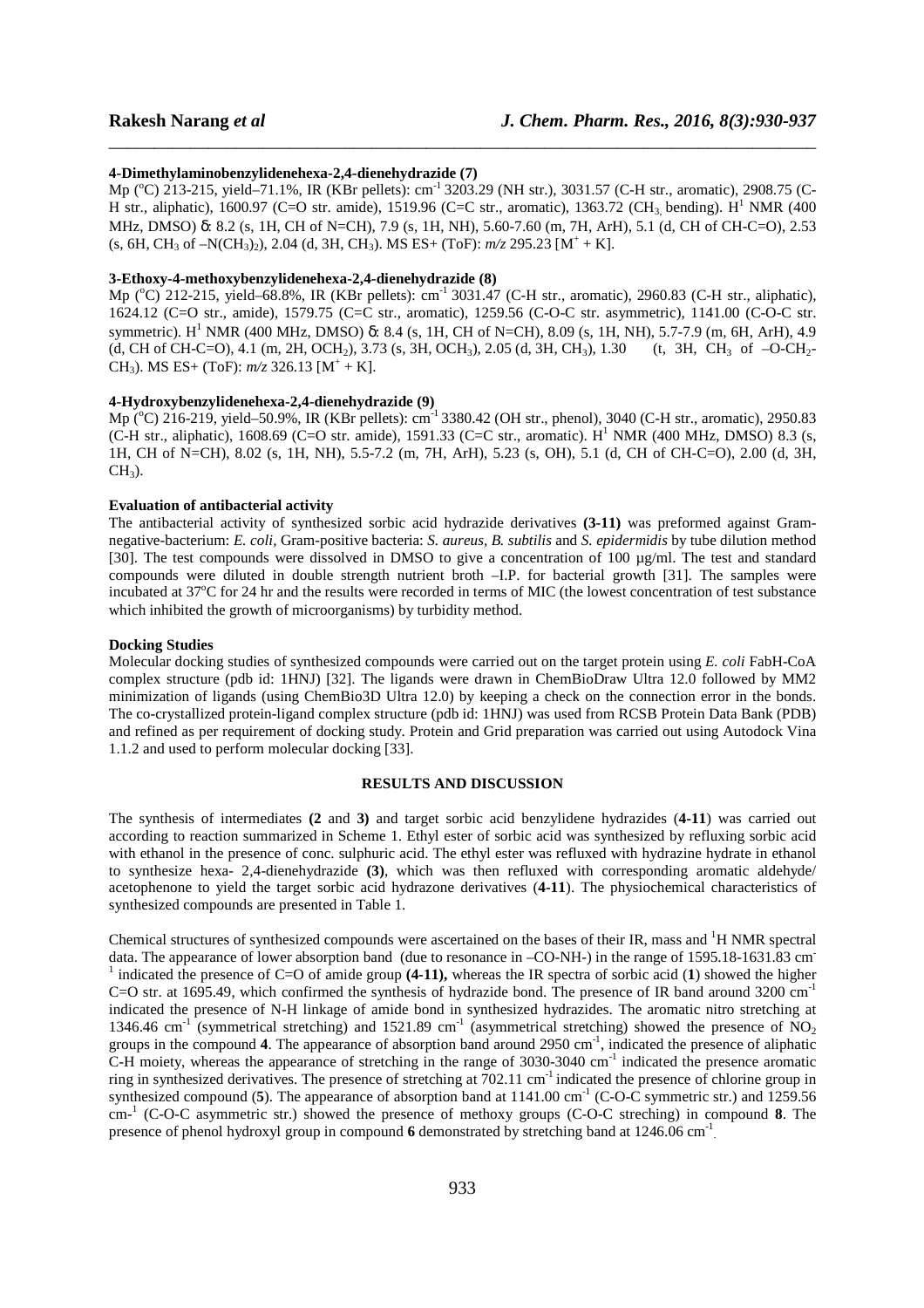#### 4-Dimethylaminobenzylidenehexa-2,4-dienehydrazide (7)

Mp ($^{o}$C) 213-215, yield–71.1%, IR (KBr pellets): cm$^{-1}$ 3203.29 (NH str.), 3031.57 (C-H str., aromatic), 2908.75 (C-H str., aliphatic), 1600.97 (C=O str. amide), 1519.96 (C=C str., aromatic), 1363.72 ($CH_3$ bending). H$^1$ NMR (400 MHz, DMSO) δ: 8.2 (s, 1H, CH of N=CH), 7.9 (s, 1H, NH), 5.60-7.60 (m, 7H, ArH), 5.1 (d, CH of CH-C=O), 2.53 (s, 6H, $CH_3$ of $–N(CH_3)_2$), 2.04 (d, 3H, $CH_3$). MS ES+ (ToF): *m/z* 295.23 [$M^+ + K$].

#### 3-Ethoxy-4-methoxybenzylidenehexa-2,4-dienehydrazide (8)

Mp ($^{o}$C) 212-215, yield–68.8%, IR (KBr pellets): cm$^{-1}$ 3031.47 (C-H str., aromatic), 2960.83 (C-H str., aliphatic), 1624.12 (C=O str., amide), 1579.75 (C=C str., aromatic), 1259.56 (C-O-C str. asymmetric), 1141.00 (C-O-C str. symmetric). H$^1$ NMR (400 MHz, DMSO) δ: 8.4 (s, 1H, CH of N=CH), 8.09 (s, 1H, NH), 5.7-7.9 (m, 6H, ArH), 4.9 (d, CH of CH-C=O), 4.1 (m, 2H, $OCH_2$), 3.73 (s, 3H, $OCH_3$), 2.05 (d, 3H, $CH_3$), 1.30 (t, 3H, $CH_3$ of $–O-CH_2-CH_3$). MS ES+ (ToF): *m/z* 326.13 [$M^+ + K$].

#### 4-Hydroxybenzylidenehexa-2,4-dienehydrazide (9)

Mp ($^{o}$C) 216-219, yield–50.9%, IR (KBr pellets): cm$^{-1}$ 3380.42 (OH str., phenol), 3040 (C-H str., aromatic), 2950.83 (C-H str., aliphatic), 1608.69 (C=O str. amide), 1591.33 (C=C str., aromatic). H$^1$ NMR (400 MHz, DMSO) 8.3 (s, 1H, CH of N=CH), 8.02 (s, 1H, NH), 5.5-7.2 (m, 7H, ArH), 5.23 (s, OH), 5.1 (d, CH of CH-C=O), 2.00 (d, 3H, $CH_3$).

#### Evaluation of antibacterial activity

The antibacterial activity of synthesized sorbic acid hydrazide derivatives **(3-11)** was preformed against Gram-negative-bacterium: *E. coli*, Gram-positive bacteria: *S. aureus, B. subtilis* and *S. epidermidis* by tube dilution method [30]. The test compounds were dissolved in DMSO to give a concentration of 100 µg/ml. The test and standard compounds were diluted in double strength nutrient broth –I.P. for bacterial growth [31]. The samples were incubated at 37$^{o}$C for 24 hr and the results were recorded in terms of MIC (the lowest concentration of test substance which inhibited the growth of microorganisms) by turbidity method.

#### Docking Studies

Molecular docking studies of synthesized compounds were carried out on the target protein using *E. coli* FabH-CoA complex structure (pdb id: 1HNJ) [32]. The ligands were drawn in ChemBioDraw Ultra 12.0 followed by MM2 minimization of ligands (using ChemBio3D Ultra 12.0) by keeping a check on the connection error in the bonds. The co-crystallized protein-ligand complex structure (pdb id: 1HNJ) was used from RCSB Protein Data Bank (PDB) and refined as per requirement of docking study. Protein and Grid preparation was carried out using Autodock Vina 1.1.2 and used to perform molecular docking [33].

## RESULTS AND DISCUSSION

The synthesis of intermediates **(2** and **3)** and target sorbic acid benzylidene hydrazides (**4-11**) was carried out according to reaction summarized in Scheme 1. Ethyl ester of sorbic acid was synthesized by refluxing sorbic acid with ethanol in the presence of conc. sulphuric acid. The ethyl ester was refluxed with hydrazine hydrate in ethanol to synthesize hexa- 2,4-dienehydrazide **(3)**, which was then refluxed with corresponding aromatic aldehyde/ acetophenone to yield the target sorbic acid hydrazone derivatives (**4-11**). The physiochemical characteristics of synthesized compounds are presented in Table 1.

Chemical structures of synthesized compounds were ascertained on the bases of their IR, mass and $^1$H NMR spectral data. The appearance of lower absorption band (due to resonance in –CO-NH-) in the range of 1595.18-1631.83 cm$^{-1}$ indicated the presence of C=O of amide group **(4-11),** whereas the IR spectra of sorbic acid (**1**) showed the higher C=O str. at 1695.49, which confirmed the synthesis of hydrazide bond. The presence of IR band around 3200 cm$^{-1}$ indicated the presence of N-H linkage of amide bond in synthesized hydrazides. The aromatic nitro stretching at 1346.46 cm$^{-1}$ (symmetrical stretching) and 1521.89 cm$^{-1}$ (asymmetrical stretching) showed the presence of $NO_2$ groups in the compound **4**. The appearance of absorption band around 2950 cm$^{-1}$, indicated the presence of aliphatic C-H moiety, whereas the appearance of stretching in the range of 3030-3040 cm$^{-1}$ indicated the presence aromatic ring in synthesized derivatives. The presence of stretching at 702.11 cm$^{-1}$ indicated the presence of chlorine group in synthesized compound (**5**). The appearance of absorption band at 1141.00 cm$^{-1}$ (C-O-C symmetric str.) and 1259.56 cm$^{-1}$ (C-O-C asymmetric str.) showed the presence of methoxy groups (C-O-C streching) in compound **8**. The presence of phenol hydroxyl group in compound **6** demonstrated by stretching band at 1246.06 cm$^{-1}$.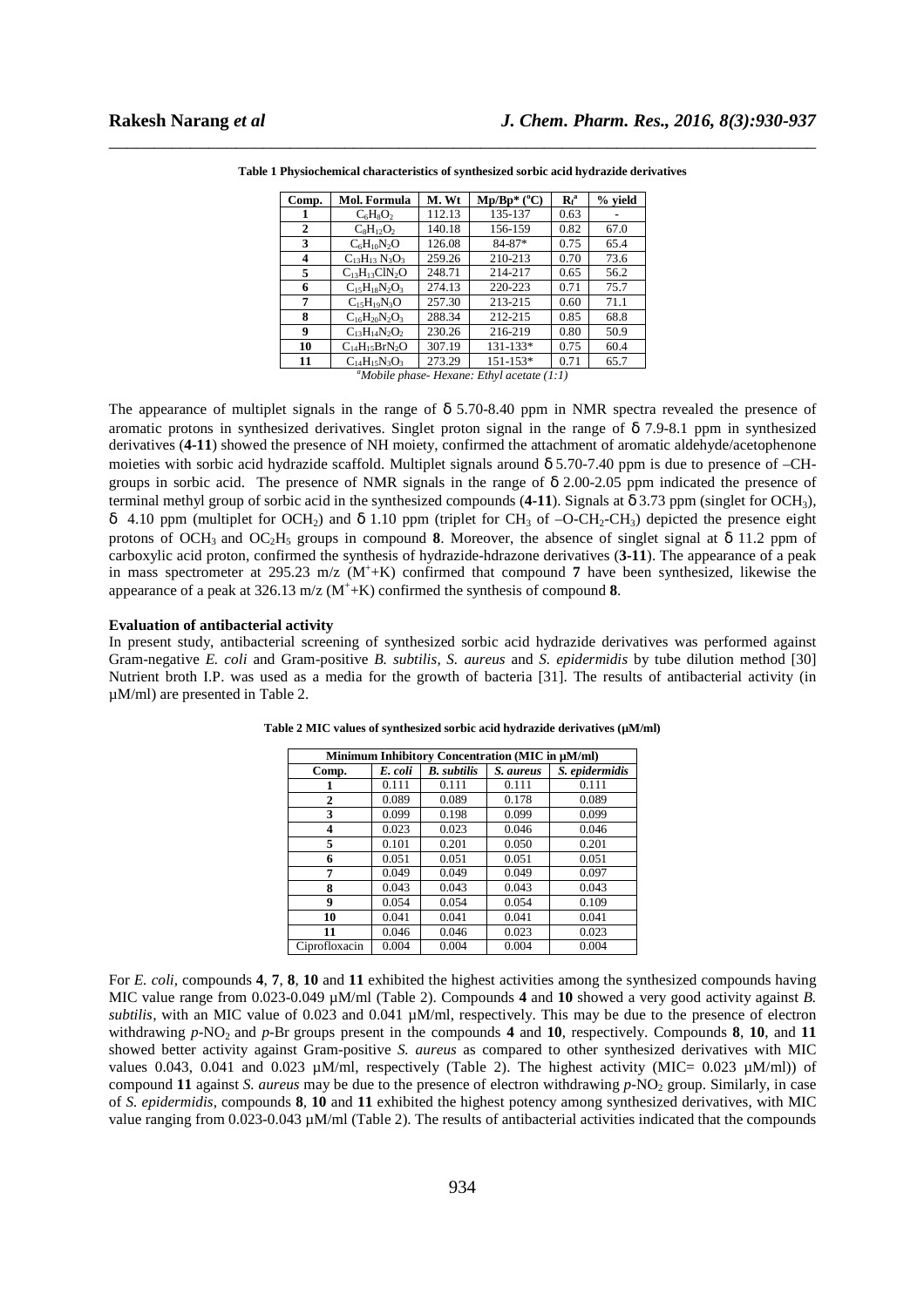**Table 1 Physiochemical characteristics of synthesized sorbic acid hydrazide derivatives**

| Comp. | Mol. Formula | M. Wt | Mp/Bp* (°C) | $R_f$[a] | % yield |
|---|---|---|---|---|---|
| 1 | $C_6H_8O_2$ | 112.13 | 135-137 | 0.63 | - |
| 2 | $C_8H_{12}O_2$ | 140.18 | 156-159 | 0.82 | 67.0 |
| 3 | $C_6H_{10}N_2O$ | 126.08 | 84-87* | 0.75 | 65.4 |
| 4 | $C_{13}H_{13}N_3O_3$ | 259.26 | 210-213 | 0.70 | 73.6 |
| 5 | $C_{13}H_{13}ClN_2O$ | 248.71 | 214-217 | 0.65 | 56.2 |
| 6 | $C_{15}H_{18}N_2O_3$ | 274.13 | 220-223 | 0.71 | 75.7 |
| 7 | $C_{15}H_{19}N_3O$ | 257.30 | 213-215 | 0.60 | 71.1 |
| 8 | $C_{16}H_{20}N_2O_3$ | 288.34 | 212-215 | 0.85 | 68.8 |
| 9 | $C_{13}H_{14}N_2O_2$ | 230.26 | 216-219 | 0.80 | 50.9 |
| 10 | $C_{14}H_{15}BrN_2O$ | 307.19 | 131-133* | 0.75 | 60.4 |
| 11 | $C_{14}H_{15}N_3O_3$ | 273.29 | 151-153* | 0.71 | 65.7 |

[a]*Mobile phase- Hexane: Ethyl acetate (1:1)*

The appearance of multiplet signals in the range of δ 5.70-8.40 ppm in NMR spectra revealed the presence of aromatic protons in synthesized derivatives. Singlet proton signal in the range of δ 7.9-8.1 ppm in synthesized derivatives (**4-11**) showed the presence of NH moiety, confirmed the attachment of aromatic aldehyde/acetophenone moieties with sorbic acid hydrazide scaffold. Multiplet signals around δ 5.70-7.40 ppm is due to presence of –CH-groups in sorbic acid. The presence of NMR signals in the range of δ 2.00-2.05 ppm indicated the presence of terminal methyl group of sorbic acid in the synthesized compounds (**4-11**). Signals at δ 3.73 ppm (singlet for $OCH_3$), δ 4.10 ppm (multiplet for $OCH_2$) and δ 1.10 ppm (triplet for $CH_3$ of $–O-CH_2-CH_3$) depicted the presence eight protons of $OCH_3$ and $OC_2H_5$ groups in compound **8**. Moreover, the absence of singlet signal at δ 11.2 ppm of carboxylic acid proton, confirmed the synthesis of hydrazide-hdrazone derivatives (**3-11**). The appearance of a peak in mass spectrometer at 295.23 m/z ($M^+$+K) confirmed that compound **7** have been synthesized, likewise the appearance of a peak at 326.13 m/z ($M^+$+K) confirmed the synthesis of compound **8**.

### Evaluation of antibacterial activity

In present study, antibacterial screening of synthesized sorbic acid hydrazide derivatives was performed against Gram-negative *E. coli* and Gram-positive *B. subtilis, S. aureus* and *S. epidermidis* by tube dilution method [30] Nutrient broth I.P. was used as a media for the growth of bacteria [31]. The results of antibacterial activity (in µM/ml) are presented in Table 2.

**Table 2 MIC values of synthesized sorbic acid hydrazide derivatives (µM/ml)**

| Minimum Inhibitory Concentration (MIC in µM/ml) | | | | |
|---|---|---|---|---|
| Comp. | *E. coli* | *B. subtilis* | *S. aureus* | *S. epidermidis* |
| 1 | 0.111 | 0.111 | 0.111 | 0.111 |
| 2 | 0.089 | 0.089 | 0.178 | 0.089 |
| 3 | 0.099 | 0.198 | 0.099 | 0.099 |
| 4 | 0.023 | 0.023 | 0.046 | 0.046 |
| 5 | 0.101 | 0.201 | 0.050 | 0.201 |
| 6 | 0.051 | 0.051 | 0.051 | 0.051 |
| 7 | 0.049 | 0.049 | 0.049 | 0.097 |
| 8 | 0.043 | 0.043 | 0.043 | 0.043 |
| 9 | 0.054 | 0.054 | 0.054 | 0.109 |
| 10 | 0.041 | 0.041 | 0.041 | 0.041 |
| 11 | 0.046 | 0.046 | 0.023 | 0.023 |
| Ciprofloxacin | 0.004 | 0.004 | 0.004 | 0.004 |

For *E. coli,* compounds **4**, **7**, **8**, **10** and **11** exhibited the highest activities among the synthesized compounds having MIC value range from 0.023-0.049 µM/ml (Table 2). Compounds **4** and **10** showed a very good activity against *B. subtilis*, with an MIC value of 0.023 and 0.041 µM/ml, respectively. This may be due to the presence of electron withdrawing *p*-$NO_2$ and *p*-Br groups present in the compounds **4** and **10**, respectively. Compounds **8**, **10**, and **11** showed better activity against Gram-positive *S. aureus* as compared to other synthesized derivatives with MIC values 0.043, 0.041 and 0.023 µM/ml, respectively (Table 2). The highest activity (MIC= 0.023 µM/ml)) of compound **11** against *S. aureus* may be due to the presence of electron withdrawing *p*-$NO_2$ group. Similarly, in case of *S. epidermidis*, compounds **8**, **10** and **11** exhibited the highest potency among synthesized derivatives, with MIC value ranging from 0.023-0.043 µM/ml (Table 2). The results of antibacterial activities indicated that the compounds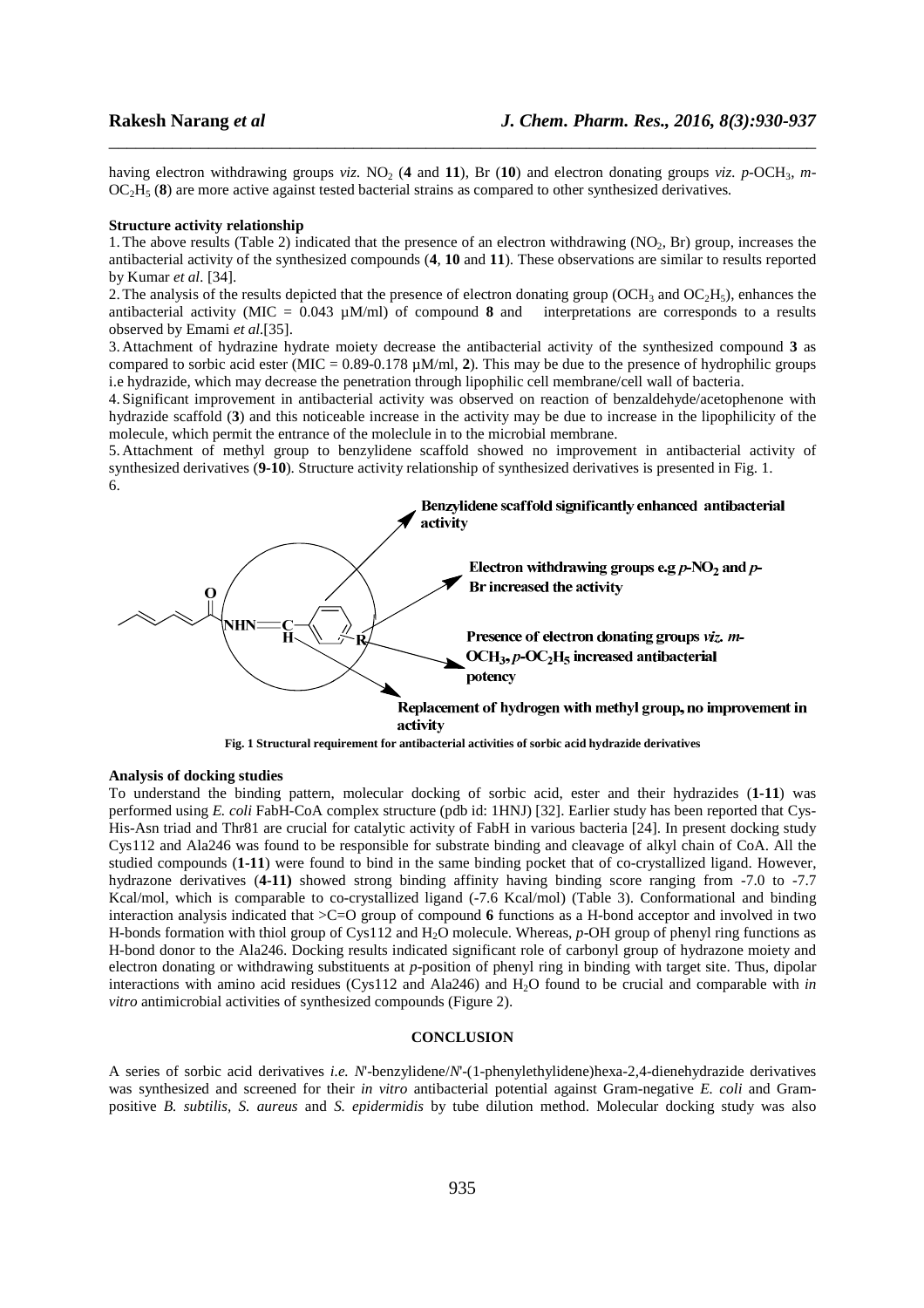having electron withdrawing groups *viz.* $NO_2$ (**4** and **11**), Br (**10**) and electron donating groups *viz. p*-$OCH_3$, *m*-$OC_2H_5$ (**8**) are more active against tested bacterial strains as compared to other synthesized derivatives.

**Structure activity relationship**

1. The above results (Table 2) indicated that the presence of an electron withdrawing ($NO_2$, Br) group, increases the antibacterial activity of the synthesized compounds (**4**, **10** and **11**). These observations are similar to results reported by Kumar *et al*. [34].
2. The analysis of the results depicted that the presence of electron donating group ($OCH_3$ and $OC_2H_5$), enhances the antibacterial activity (MIC = 0.043 µM/ml) of compound **8** and interpretations are corresponds to a results observed by Emami *et al.*[35].
3. Attachment of hydrazine hydrate moiety decrease the antibacterial activity of the synthesized compound **3** as compared to sorbic acid ester (MIC = 0.89-0.178 µM/ml, **2**). This may be due to the presence of hydrophilic groups i.e hydrazide, which may decrease the penetration through lipophilic cell membrane/cell wall of bacteria.
4. Significant improvement in antibacterial activity was observed on reaction of benzaldehyde/acetophenone with hydrazide scaffold (**3**) and this noticeable increase in the activity may be due to increase in the lipophilicity of the molecule, which permit the entrance of the moleclule in to the microbial membrane.
5. Attachment of methyl group to benzylidene scaffold showed no improvement in antibacterial activity of synthesized derivatives (**9-10**). Structure activity relationship of synthesized derivatives is presented in Fig. 1.
6.

Benzylidene scaffold significantly enhanced antibacterial activity

Electron withdrawing groups e.g *p*-$NO_2$ and *p*-Br increased the activity

Presence of electron donating groups *viz. m*-$OCH_3$, *p*-$OC_2H_5$ increased antibacterial potency

Replacement of hydrogen with methyl group, no improvement in activity

**Fig. 1 Structural requirement for antibacterial activities of sorbic acid hydrazide derivatives**

**Analysis of docking studies**

To understand the binding pattern, molecular docking of sorbic acid, ester and their hydrazides (**1-11**) was performed using *E. coli* FabH-CoA complex structure (pdb id: 1HNJ) [32]. Earlier study has been reported that Cys-His-Asn triad and Thr81 are crucial for catalytic activity of FabH in various bacteria [24]. In present docking study Cys112 and Ala246 was found to be responsible for substrate binding and cleavage of alkyl chain of CoA. All the studied compounds (**1-11**) were found to bind in the same binding pocket that of co-crystallized ligand. However, hydrazone derivatives (**4-11)** showed strong binding affinity having binding score ranging from -7.0 to -7.7 Kcal/mol, which is comparable to co-crystallized ligand (-7.6 Kcal/mol) (Table 3). Conformational and binding interaction analysis indicated that >C=O group of compound **6** functions as a H-bond acceptor and involved in two H-bonds formation with thiol group of Cys112 and $H_2O$ molecule. Whereas, *p*-OH group of phenyl ring functions as H-bond donor to the Ala246. Docking results indicated significant role of carbonyl group of hydrazone moiety and electron donating or withdrawing substituents at *p*-position of phenyl ring in binding with target site. Thus, dipolar interactions with amino acid residues (Cys112 and Ala246) and $H_2O$ found to be crucial and comparable with *in vitro* antimicrobial activities of synthesized compounds (Figure 2).

## CONCLUSION

A series of sorbic acid derivatives *i.e. N*'-benzylidene/*N*'-(1-phenylethylidene)hexa-2,4-dienehydrazide derivatives was synthesized and screened for their *in vitro* antibacterial potential against Gram-negative *E. coli* and Gram-positive *B. subtilis*, *S. aureus* and *S. epidermidis* by tube dilution method. Molecular docking study was also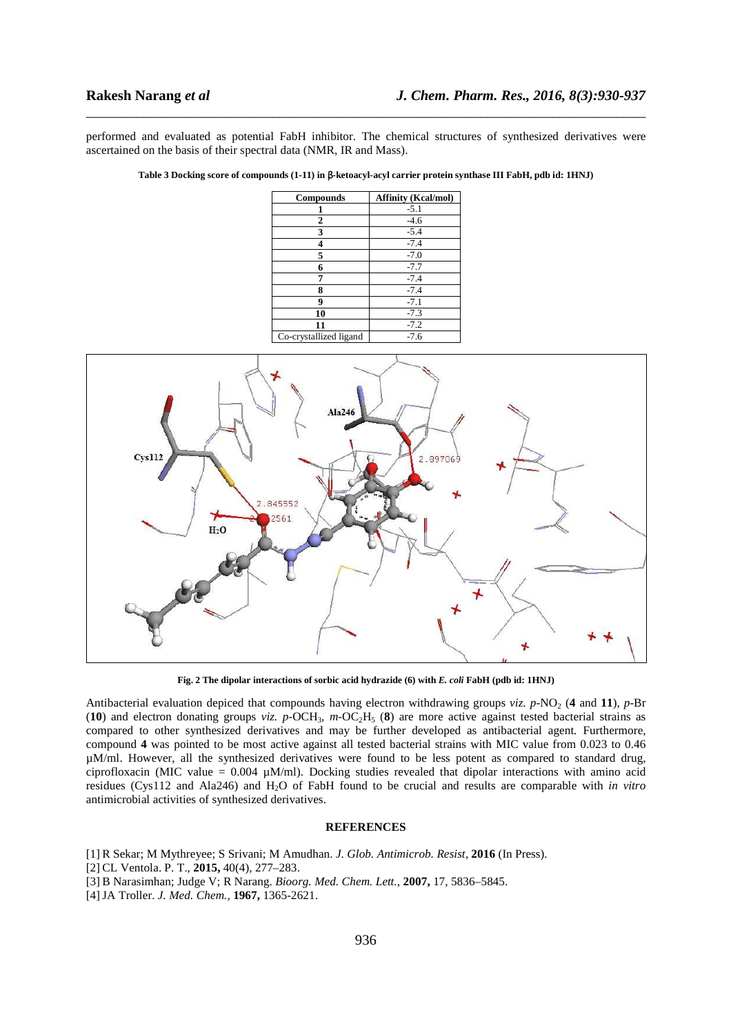performed and evaluated as potential FabH inhibitor. The chemical structures of synthesized derivatives were ascertained on the basis of their spectral data (NMR, IR and Mass).

**Table 3 Docking score of compounds (1-11) in β-ketoacyl-acyl carrier protein synthase III FabH, pdb id: 1HNJ)**

| Compounds | Affinity (Kcal/mol) |
|---|---|
| 1 | -5.1 |
| 2 | -4.6 |
| 3 | -5.4 |
| 4 | -7.4 |
| 5 | -7.0 |
| 6 | -7.7 |
| 7 | -7.4 |
| 8 | -7.4 |
| 9 | -7.1 |
| 10 | -7.3 |
| 11 | -7.2 |
| Co-crystallized ligand | -7.6 |

**Fig. 2 The dipolar interactions of sorbic acid hydrazide (6) with *E. coli* FabH (pdb id: 1HNJ)**

Antibacterial evaluation depicted that compounds having electron withdrawing groups *viz.* *p*-$NO_2$ (**4** and **11**), *p*-Br (**10**) and electron donating groups *viz.* *p*-$OCH_3$, *m*-$OC_2H_5$ (**8**) are more active against tested bacterial strains as compared to other synthesized derivatives and may be further developed as antibacterial agent. Furthermore, compound **4** was pointed to be most active against all tested bacterial strains with MIC value from 0.023 to 0.46 µM/ml. However, all the synthesized derivatives were found to be less potent as compared to standard drug, ciprofloxacin (MIC value = 0.004 µM/ml). Docking studies revealed that dipolar interactions with amino acid residues (Cys112 and Ala246) and $H_2O$ of FabH found to be crucial and results are comparable with *in vitro* antimicrobial activities of synthesized derivatives.

## REFERENCES

[1] R Sekar; M Mythreyee; S Srivani; M Amudhan. *J. Glob. Antimicrob. Resist*, **2016** (In Press).

[2] CL Ventola. P. T., **2015,** 40(4), 277–283.

[3] B Narasimhan; Judge V; R Narang. *Bioorg. Med. Chem. Lett.*, **2007,** 17, 5836–5845.

[4] JA Troller. *J. Med. Chem.*, **1967,** 1365-2621.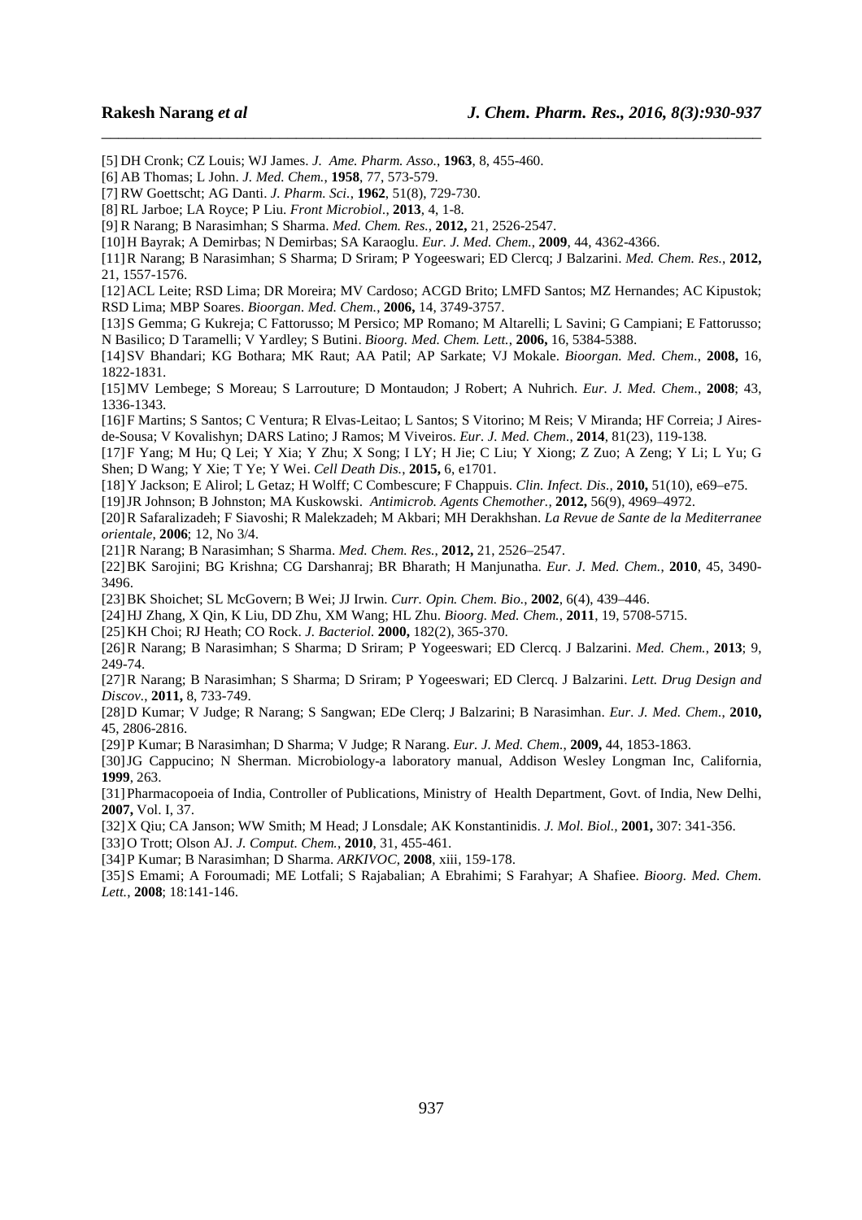[5] DH Cronk; CZ Louis; WJ James. *J. Ame. Pharm. Asso.*, **1963**, 8, 455-460.

[6] AB Thomas; L John. *J. Med. Chem.*, **1958**, 77, 573-579.

[7] RW Goettscht; AG Danti. *J. Pharm. Sci.*, **1962**, 51(8), 729-730.

[8] RL Jarboe; LA Royce; P Liu. *Front Microbiol.*, **2013**, 4, 1-8.

[9] R Narang; B Narasimhan; S Sharma. *Med. Chem. Res.*, **2012,** 21, 2526-2547.

[10] H Bayrak; A Demirbas; N Demirbas; SA Karaoglu. *Eur. J. Med. Chem.*, **2009**, 44, 4362-4366.

[11] R Narang; B Narasimhan; S Sharma; D Sriram; P Yogeeswari; ED Clercq; J Balzarini. *Med. Chem. Res.*, **2012,** 21, 1557-1576.

[12] ACL Leite; RSD Lima; DR Moreira; MV Cardoso; ACGD Brito; LMFD Santos; MZ Hernandes; AC Kipustok; RSD Lima; MBP Soares. *Bioorgan. Med. Chem.*, **2006,** 14, 3749-3757.

[13] S Gemma; G Kukreja; C Fattorusso; M Persico; MP Romano; M Altarelli; L Savini; G Campiani; E Fattorusso; N Basilico; D Taramelli; V Yardley; S Butini. *Bioorg. Med. Chem. Lett.*, **2006,** 16, 5384-5388.

[14] SV Bhandari; KG Bothara; MK Raut; AA Patil; AP Sarkate; VJ Mokale. *Bioorgan. Med. Chem.*, **2008,** 16, 1822-1831.

[15] MV Lembege; S Moreau; S Larrouture; D Montaudon; J Robert; A Nuhrich. *Eur. J. Med. Chem.*, **2008**; 43, 1336-1343.

[16] F Martins; S Santos; C Ventura; R Elvas-Leitao; L Santos; S Vitorino; M Reis; V Miranda; HF Correia; J Aires-de-Sousa; V Kovalishyn; DARS Latino; J Ramos; M Viveiros. *Eur. J. Med. Chem.*, **2014**, 81(23), 119-138.

[17] F Yang; M Hu; Q Lei; Y Xia; Y Zhu; X Song; I LY; H Jie; C Liu; Y Xiong; Z Zuo; A Zeng; Y Li; L Yu; G Shen; D Wang; Y Xie; T Ye; Y Wei. *Cell Death Dis.*, **2015,** 6, e1701.

[18] Y Jackson; E Alirol; L Getaz; H Wolff; C Combescure; F Chappuis. *Clin. Infect. Dis.*, **2010,** 51(10), e69–e75.

[19] JR Johnson; B Johnston; MA Kuskowski. *Antimicrob. Agents Chemother.*, **2012,** 56(9), 4969–4972.

[20] R Safaralizadeh; F Siavoshi; R Malekzadeh; M Akbari; MH Derakhshan. *La Revue de Sante de la Mediterranee orientale*, **2006**; 12, No 3/4.

[21] R Narang; B Narasimhan; S Sharma. *Med. Chem. Res.*, **2012,** 21, 2526–2547.

[22] BK Sarojini; BG Krishna; CG Darshanraj; BR Bharath; H Manjunatha. *Eur. J. Med. Chem.*, **2010**, 45, 3490-3496.

[23] BK Shoichet; SL McGovern; B Wei; JJ Irwin. *Curr. Opin. Chem. Bio.*, **2002**, 6(4), 439–446.

[24] HJ Zhang, X Qin, K Liu, DD Zhu, XM Wang; HL Zhu. *Bioorg. Med. Chem.*, **2011**, 19, 5708-5715.

[25] KH Choi; RJ Heath; CO Rock. *J. Bacteriol.* **2000,** 182(2), 365-370.

[26] R Narang; B Narasimhan; S Sharma; D Sriram; P Yogeeswari; ED Clercq. J Balzarini. *Med. Chem.*, **2013**; 9, 249-74.

[27] R Narang; B Narasimhan; S Sharma; D Sriram; P Yogeeswari; ED Clercq. J Balzarini. *Lett. Drug Design and Discov.*, **2011,** 8, 733-749.

[28] D Kumar; V Judge; R Narang; S Sangwan; EDe Clerq; J Balzarini; B Narasimhan. *Eur. J. Med. Chem.*, **2010,** 45, 2806-2816.

[29] P Kumar; B Narasimhan; D Sharma; V Judge; R Narang. *Eur. J. Med. Chem.*, **2009,** 44, 1853-1863.

[30] JG Cappucino; N Sherman. Microbiology-a laboratory manual, Addison Wesley Longman Inc, California, **1999**, 263.

[31] Pharmacopoeia of India, Controller of Publications, Ministry of Health Department, Govt. of India, New Delhi, **2007,** Vol. I, 37.

[32] X Qiu; CA Janson; WW Smith; M Head; J Lonsdale; AK Konstantinidis. *J. Mol. Biol.*, **2001,** 307: 341-356.

[33] O Trott; Olson AJ. *J. Comput. Chem.*, **2010**, 31, 455-461.

[34] P Kumar; B Narasimhan; D Sharma. *ARKIVOC*, **2008**, xiii, 159-178.

[35] S Emami; A Foroumadi; ME Lotfali; S Rajabalian; A Ebrahimi; S Farahyar; A Shafiee. *Bioorg. Med. Chem. Lett.*, **2008**; 18:141-146.